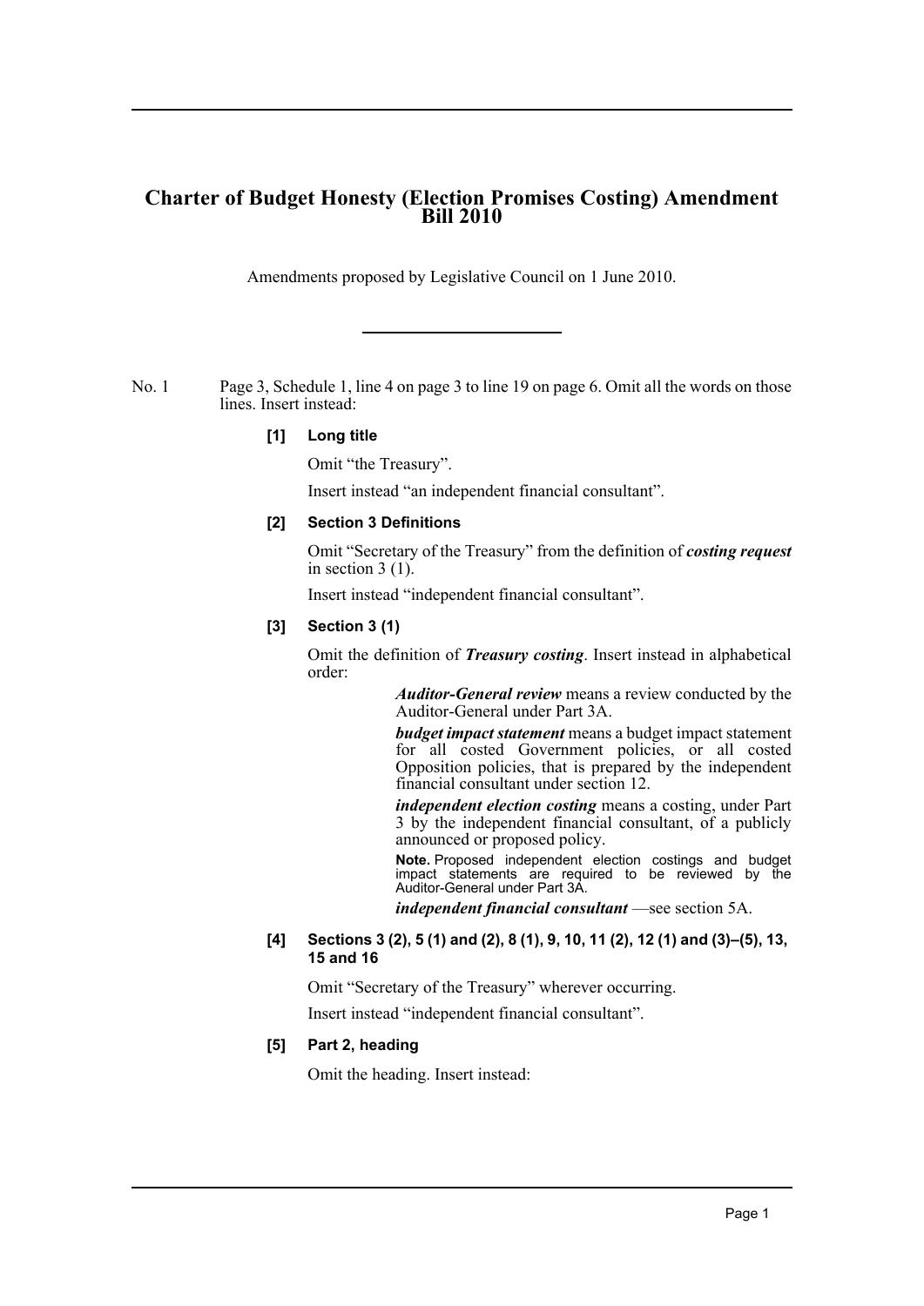# Charter of Budget Honesty (Election Promises Costing) Amendment Bill 2010

Amendments proposed by Legislative Council on 1 June 2010.

---

No. 1 Page 3, Schedule 1, line 4 on page 3 to line 19 on page 6. Omit all the words on those lines. Insert instead:

**[1] Long title**

Omit "the Treasury".

Insert instead "an independent financial consultant".

**[2] Section 3 Definitions**

Omit "Secretary of the Treasury" from the definition of ***costing request*** in section 3 (1).

Insert instead "independent financial consultant".

**[3] Section 3 (1)**

Omit the definition of ***Treasury costing***. Insert instead in alphabetical order:

> ***Auditor-General review*** means a review conducted by the Auditor-General under Part 3A.
>
> ***budget impact statement*** means a budget impact statement for all costed Government policies, or all costed Opposition policies, that is prepared by the independent financial consultant under section 12.
>
> ***independent election costing*** means a costing, under Part 3 by the independent financial consultant, of a publicly announced or proposed policy.
>
> **Note.** Proposed independent election costings and budget impact statements are required to be reviewed by the Auditor-General under Part 3A.
>
> ***independent financial consultant*** —see section 5A.

**[4] Sections 3 (2), 5 (1) and (2), 8 (1), 9, 10, 11 (2), 12 (1) and (3)–(5), 13, 15 and 16**

Omit "Secretary of the Treasury" wherever occurring.

Insert instead "independent financial consultant".

**[5] Part 2, heading**

Omit the heading. Insert instead: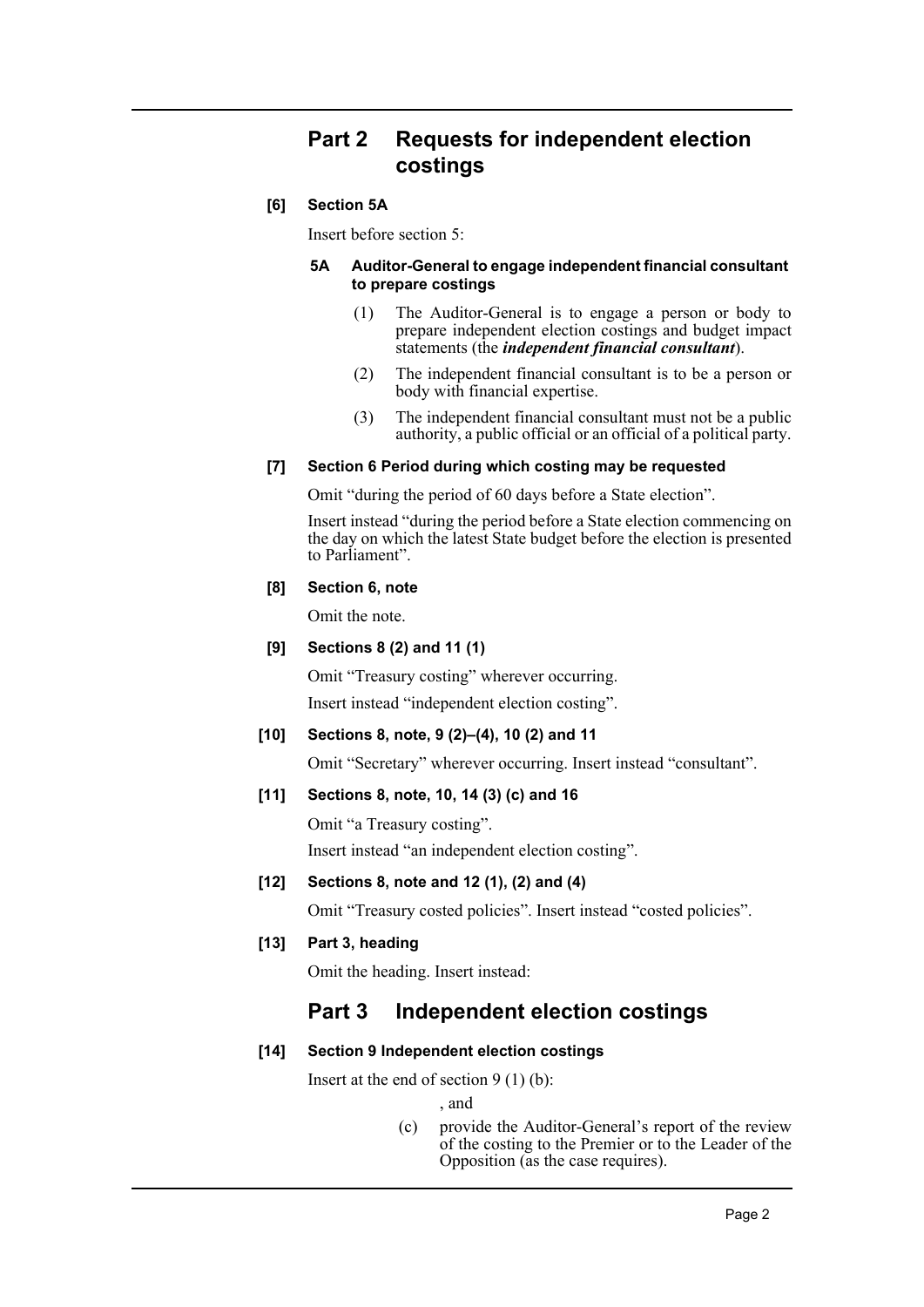## Part 2 Requests for independent election costings

**[6] Section 5A**

Insert before section 5:

**5A Auditor-General to engage independent financial consultant to prepare costings**

(1) The Auditor-General is to engage a person or body to prepare independent election costings and budget impact statements (the ***independent financial consultant***).

(2) The independent financial consultant is to be a person or body with financial expertise.

(3) The independent financial consultant must not be a public authority, a public official or an official of a political party.

**[7] Section 6 Period during which costing may be requested**

Omit "during the period of 60 days before a State election".

Insert instead "during the period before a State election commencing on the day on which the latest State budget before the election is presented to Parliament".

**[8] Section 6, note**

Omit the note.

**[9] Sections 8 (2) and 11 (1)**

Omit "Treasury costing" wherever occurring.

Insert instead "independent election costing".

**[10] Sections 8, note, 9 (2)–(4), 10 (2) and 11**

Omit "Secretary" wherever occurring. Insert instead "consultant".

**[11] Sections 8, note, 10, 14 (3) (c) and 16**

Omit "a Treasury costing".

Insert instead "an independent election costing".

**[12] Sections 8, note and 12 (1), (2) and (4)**

Omit "Treasury costed policies". Insert instead "costed policies".

**[13] Part 3, heading**

Omit the heading. Insert instead:

## Part 3 Independent election costings

**[14] Section 9 Independent election costings**

Insert at the end of section 9 (1) (b):

, and

(c) provide the Auditor-General's report of the review of the costing to the Premier or to the Leader of the Opposition (as the case requires).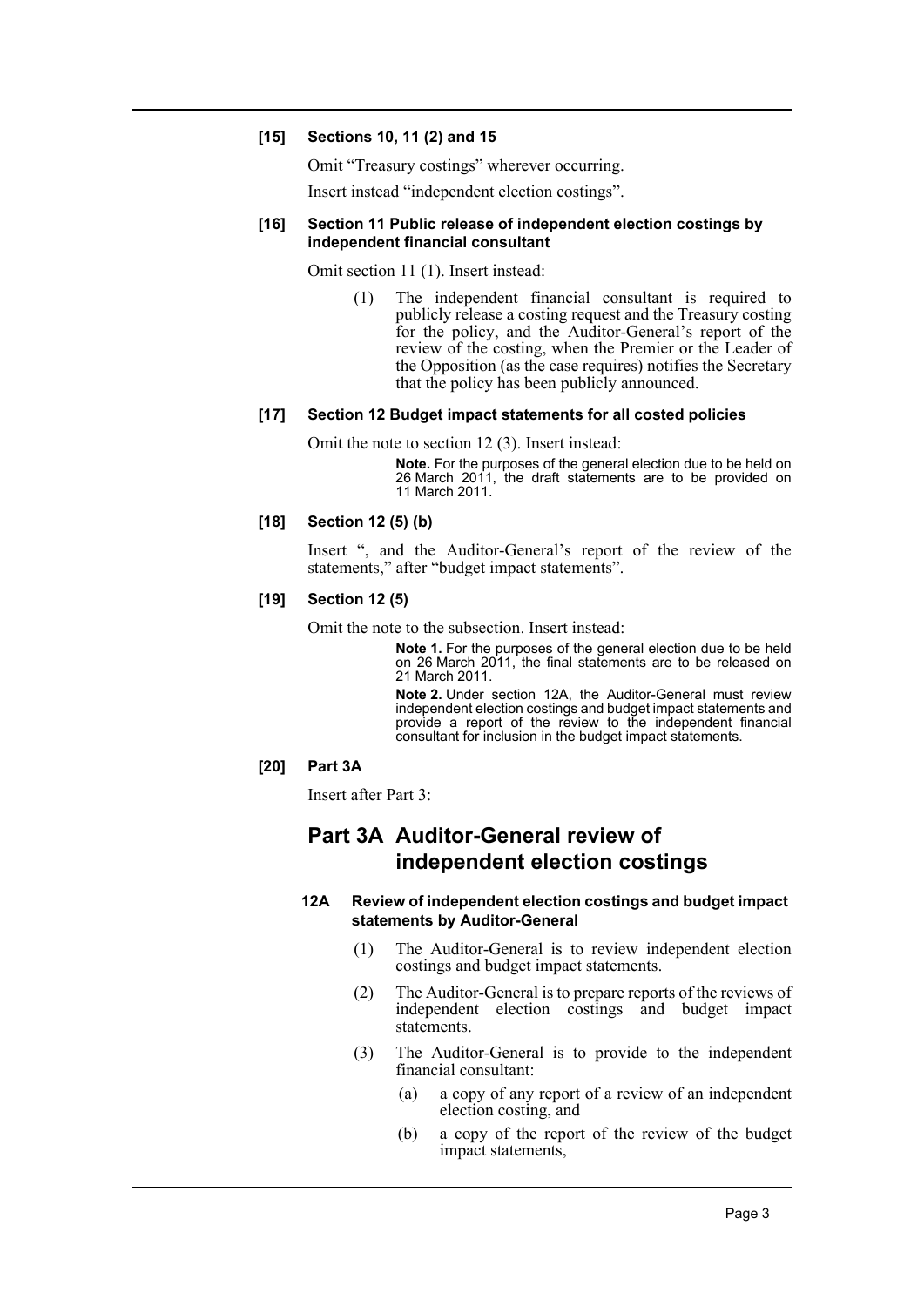**[15] Sections 10, 11 (2) and 15**

Omit "Treasury costings" wherever occurring.

Insert instead "independent election costings".

**[16] Section 11 Public release of independent election costings by independent financial consultant**

Omit section 11 (1). Insert instead:

> (1) The independent financial consultant is required to publicly release a costing request and the Treasury costing for the policy, and the Auditor-General's report of the review of the costing, when the Premier or the Leader of the Opposition (as the case requires) notifies the Secretary that the policy has been publicly announced.

**[17] Section 12 Budget impact statements for all costed policies**

Omit the note to section 12 (3). Insert instead:

> **Note.** For the purposes of the general election due to be held on 26 March 2011, the draft statements are to be provided on 11 March 2011.

**[18] Section 12 (5) (b)**

Insert ", and the Auditor-General's report of the review of the statements," after "budget impact statements".

**[19] Section 12 (5)**

Omit the note to the subsection. Insert instead:

> **Note 1.** For the purposes of the general election due to be held on 26 March 2011, the final statements are to be released on 21 March 2011.
>
> **Note 2.** Under section 12A, the Auditor-General must review independent election costings and budget impact statements and provide a report of the review to the independent financial consultant for inclusion in the budget impact statements.

**[20] Part 3A**

Insert after Part 3:

## Part 3A Auditor-General review of independent election costings

#### 12A Review of independent election costings and budget impact statements by Auditor-General

(1) The Auditor-General is to review independent election costings and budget impact statements.

(2) The Auditor-General is to prepare reports of the reviews of independent election costings and budget impact statements.

(3) The Auditor-General is to provide to the independent financial consultant:

(a) a copy of any report of a review of an independent election costing, and

(b) a copy of the report of the review of the budget impact statements,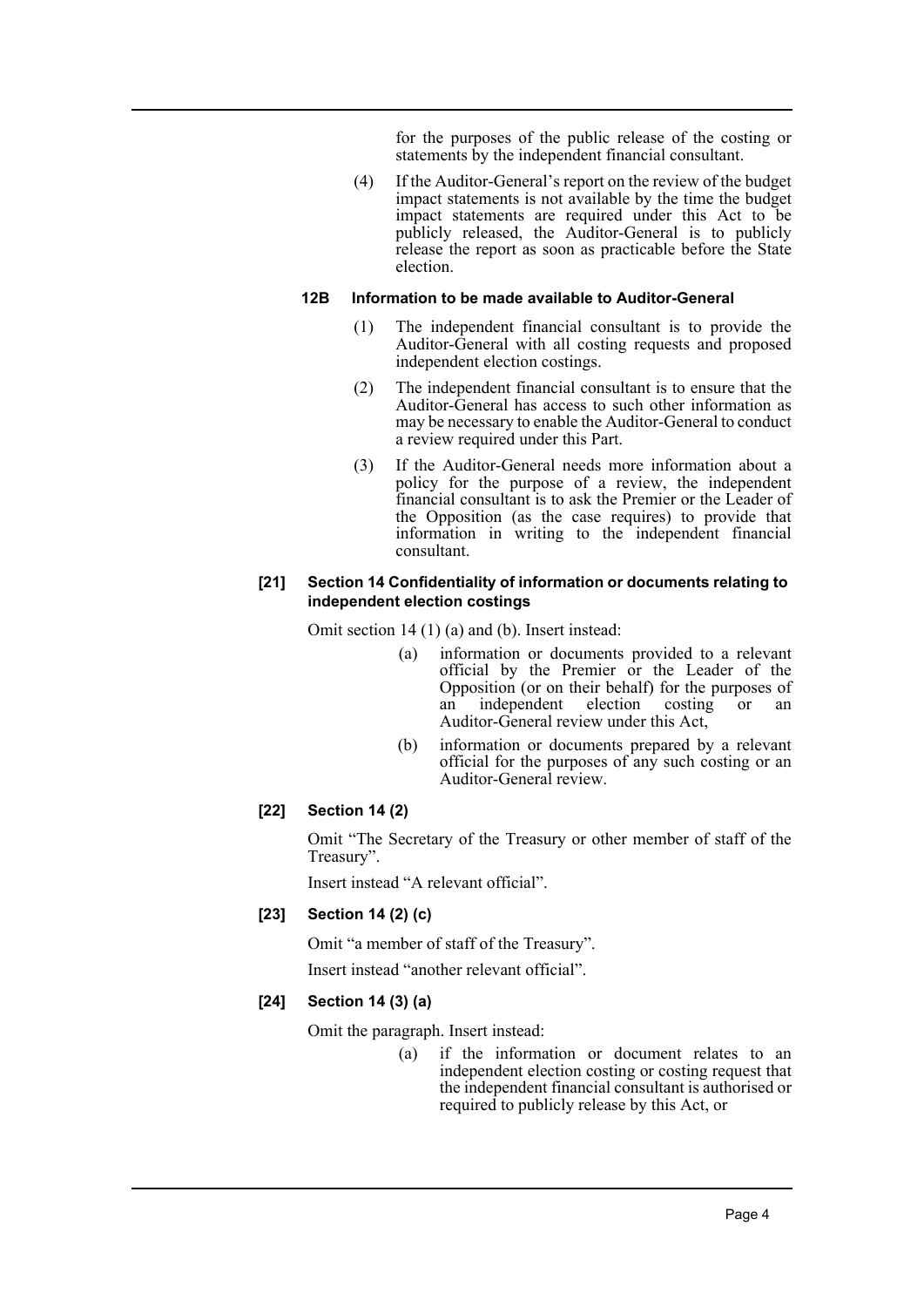for the purposes of the public release of the costing or statements by the independent financial consultant.

(4) If the Auditor-General's report on the review of the budget impact statements is not available by the time the budget impact statements are required under this Act to be publicly released, the Auditor-General is to publicly release the report as soon as practicable before the State election.

#### 12B Information to be made available to Auditor-General

(1) The independent financial consultant is to provide the Auditor-General with all costing requests and proposed independent election costings.

(2) The independent financial consultant is to ensure that the Auditor-General has access to such other information as may be necessary to enable the Auditor-General to conduct a review required under this Part.

(3) If the Auditor-General needs more information about a policy for the purpose of a review, the independent financial consultant is to ask the Premier or the Leader of the Opposition (as the case requires) to provide that information in writing to the independent financial consultant.

### [21] Section 14 Confidentiality of information or documents relating to independent election costings

Omit section 14 (1) (a) and (b). Insert instead:

(a) information or documents provided to a relevant official by the Premier or the Leader of the Opposition (or on their behalf) for the purposes of an independent election costing or an Auditor-General review under this Act,

(b) information or documents prepared by a relevant official for the purposes of any such costing or an Auditor-General review.

### [22] Section 14 (2)

Omit "The Secretary of the Treasury or other member of staff of the Treasury".

Insert instead "A relevant official".

### [23] Section 14 (2) (c)

Omit "a member of staff of the Treasury".

Insert instead "another relevant official".

### [24] Section 14 (3) (a)

Omit the paragraph. Insert instead:

(a) if the information or document relates to an independent election costing or costing request that the independent financial consultant is authorised or required to publicly release by this Act, or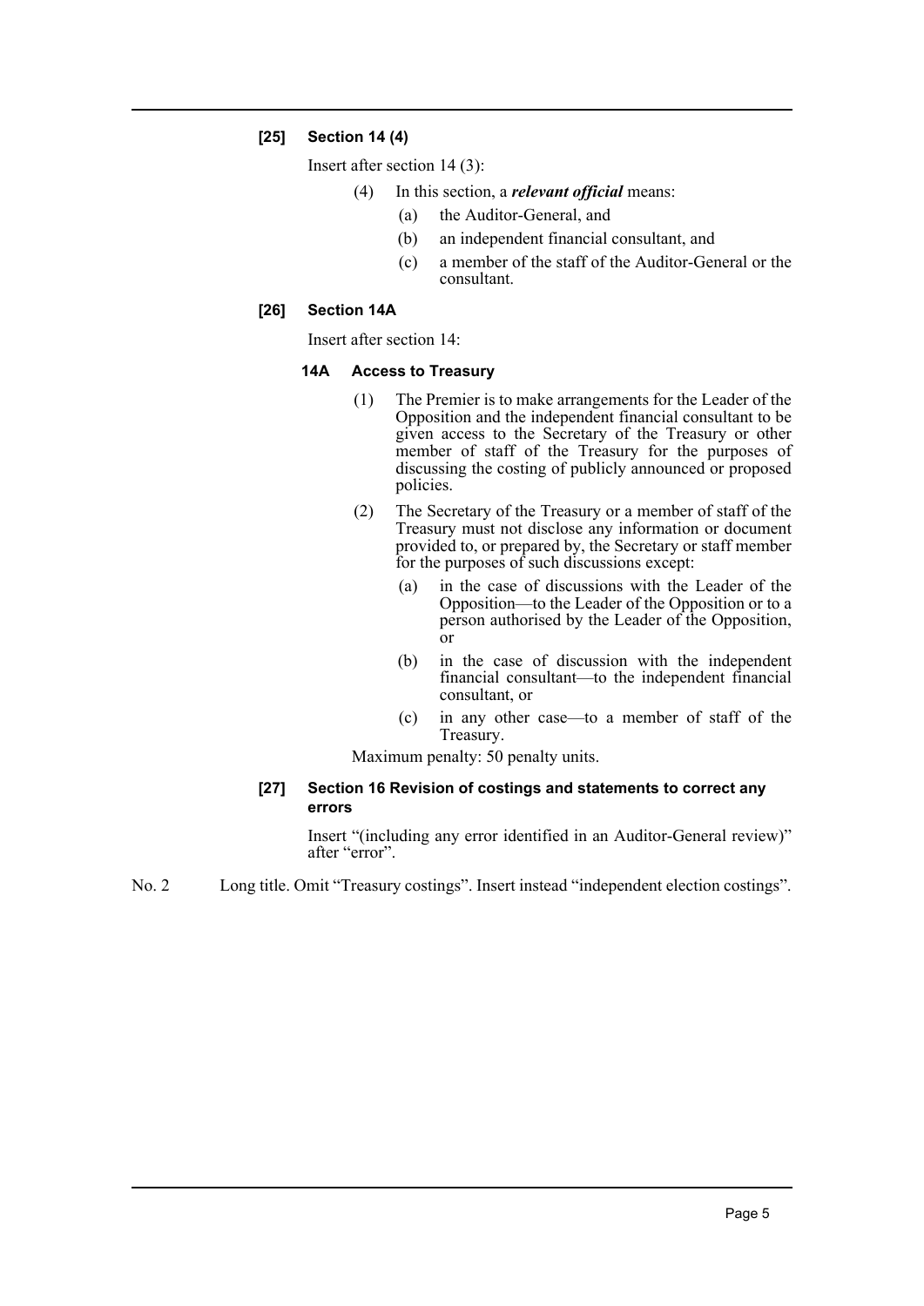**[25] Section 14 (4)**

Insert after section 14 (3):

(4) In this section, a ***relevant official*** means:

(a) the Auditor-General, and

(b) an independent financial consultant, and

(c) a member of the staff of the Auditor-General or the consultant.

**[26] Section 14A**

Insert after section 14:

**14A Access to Treasury**

(1) The Premier is to make arrangements for the Leader of the Opposition and the independent financial consultant to be given access to the Secretary of the Treasury or other member of staff of the Treasury for the purposes of discussing the costing of publicly announced or proposed policies.

(2) The Secretary of the Treasury or a member of staff of the Treasury must not disclose any information or document provided to, or prepared by, the Secretary or staff member for the purposes of such discussions except:

(a) in the case of discussions with the Leader of the Opposition—to the Leader of the Opposition or to a person authorised by the Leader of the Opposition, or

(b) in the case of discussion with the independent financial consultant—to the independent financial consultant, or

(c) in any other case—to a member of staff of the Treasury.

Maximum penalty: 50 penalty units.

**[27] Section 16 Revision of costings and statements to correct any errors**

Insert "(including any error identified in an Auditor-General review)" after "error".

No. 2 Long title. Omit "Treasury costings". Insert instead "independent election costings".